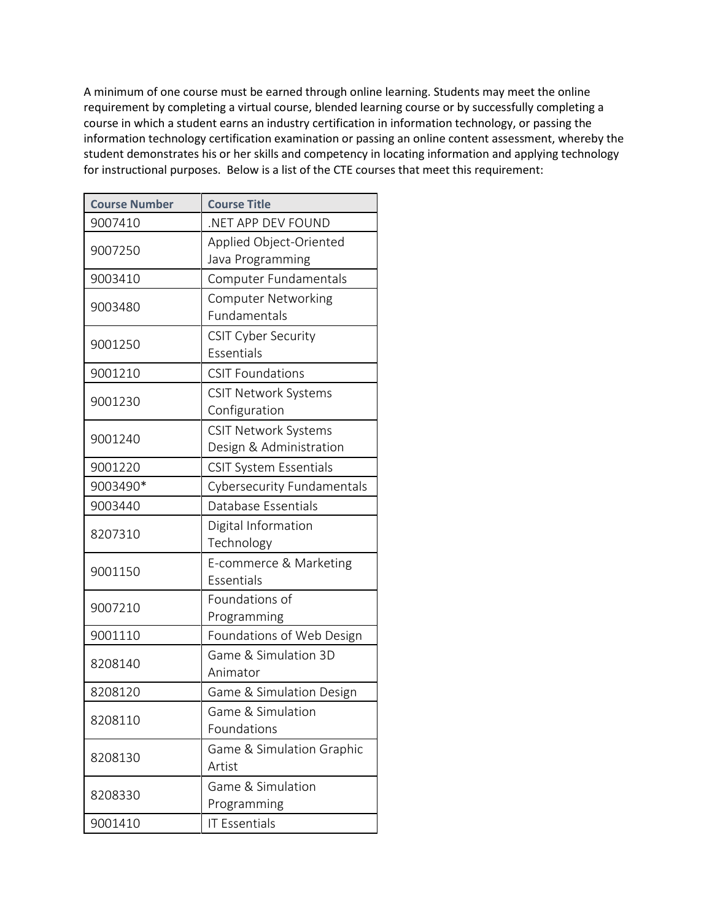A minimum of one course must be earned through online learning. Students may meet the online requirement by completing a virtual course, blended learning course or by successfully completing a course in which a student earns an industry certification in information technology, or passing the information technology certification examination or passing an online content assessment, whereby the student demonstrates his or her skills and competency in locating information and applying technology for instructional purposes. Below is a list of the CTE courses that meet this requirement:

| Course Number | Course Title |
|---|---|
| 9007410 | .NET APP DEV FOUND |
| 9007250 | Applied Object-Oriented Java Programming |
| 9003410 | Computer Fundamentals |
| 9003480 | Computer Networking Fundamentals |
| 9001250 | CSIT Cyber Security Essentials |
| 9001210 | CSIT Foundations |
| 9001230 | CSIT Network Systems Configuration |
| 9001240 | CSIT Network Systems Design & Administration |
| 9001220 | CSIT System Essentials |
| 9003490* | Cybersecurity Fundamentals |
| 9003440 | Database Essentials |
| 8207310 | Digital Information Technology |
| 9001150 | E-commerce & Marketing Essentials |
| 9007210 | Foundations of Programming |
| 9001110 | Foundations of Web Design |
| 8208140 | Game & Simulation 3D Animator |
| 8208120 | Game & Simulation Design |
| 8208110 | Game & Simulation Foundations |
| 8208130 | Game & Simulation Graphic Artist |
| 8208330 | Game & Simulation Programming |
| 9001410 | IT Essentials |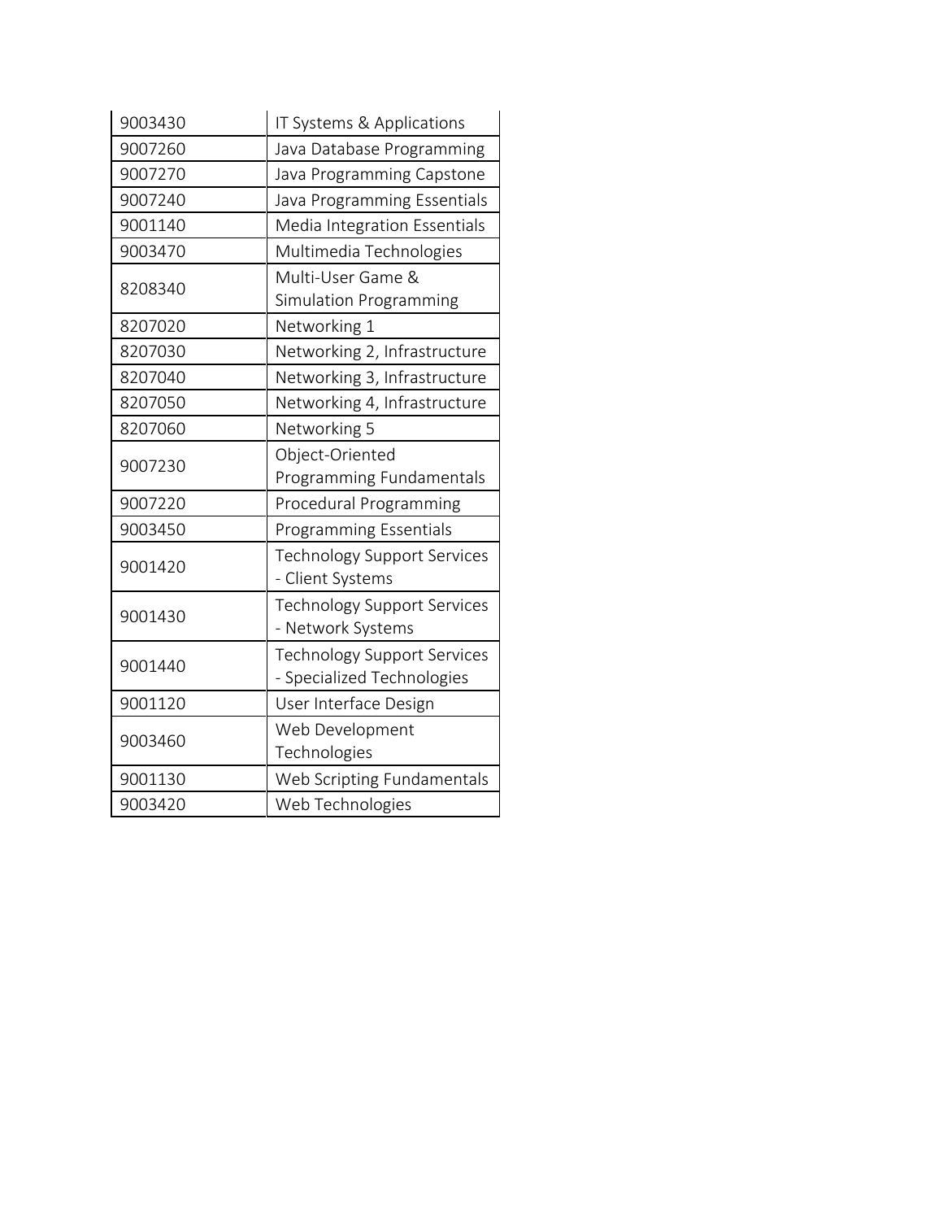| | |
|---|---|
| 9003430 | IT Systems & Applications |
| 9007260 | Java Database Programming |
| 9007270 | Java Programming Capstone |
| 9007240 | Java Programming Essentials |
| 9001140 | Media Integration Essentials |
| 9003470 | Multimedia Technologies |
| 8208340 | Multi-User Game & Simulation Programming |
| 8207020 | Networking 1 |
| 8207030 | Networking 2, Infrastructure |
| 8207040 | Networking 3, Infrastructure |
| 8207050 | Networking 4, Infrastructure |
| 8207060 | Networking 5 |
| 9007230 | Object-Oriented Programming Fundamentals |
| 9007220 | Procedural Programming |
| 9003450 | Programming Essentials |
| 9001420 | Technology Support Services - Client Systems |
| 9001430 | Technology Support Services - Network Systems |
| 9001440 | Technology Support Services - Specialized Technologies |
| 9001120 | User Interface Design |
| 9003460 | Web Development Technologies |
| 9001130 | Web Scripting Fundamentals |
| 9003420 | Web Technologies |